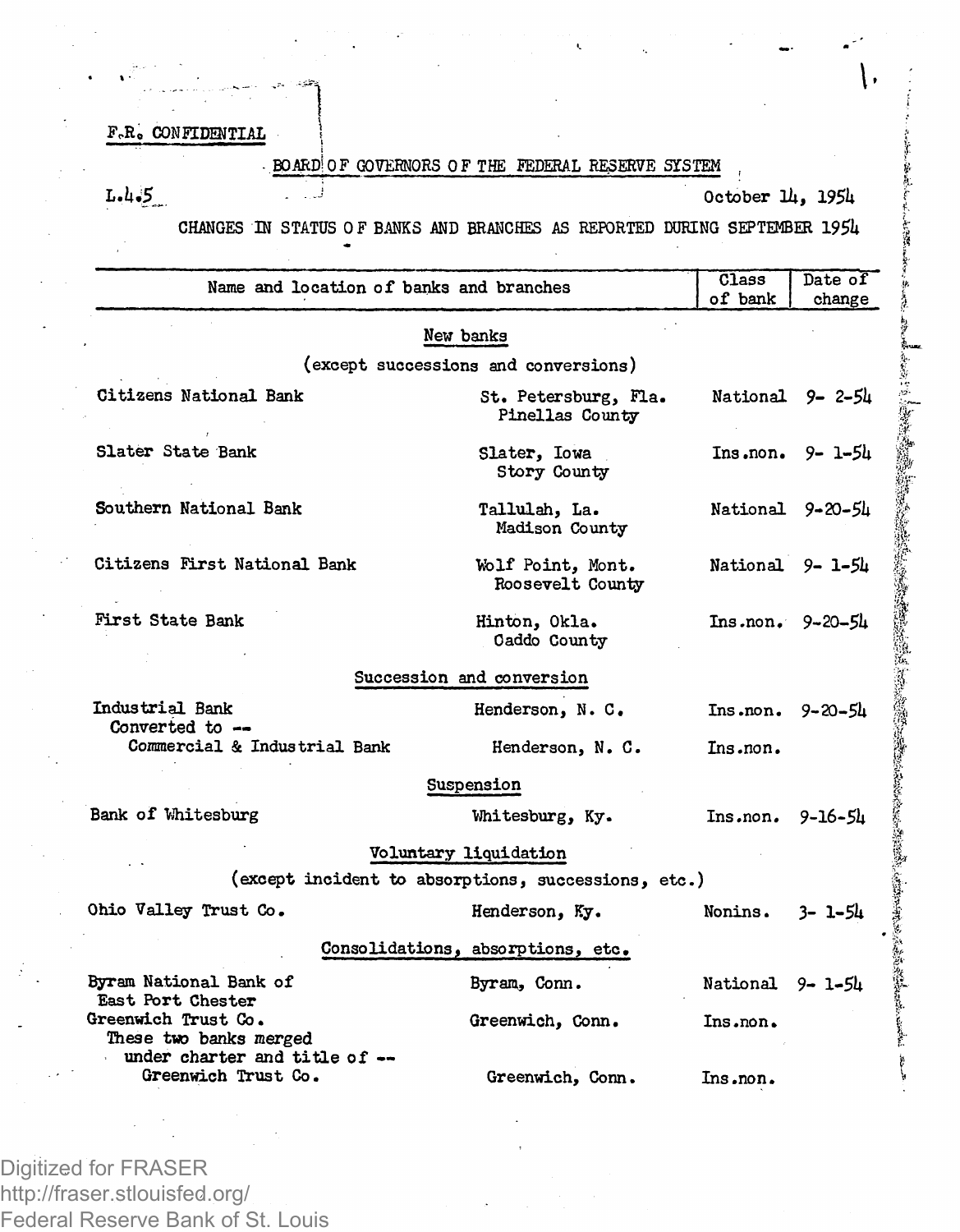F.R. CONFIDENTIAL

BOARD OF GOVERNORS OF THE FEDERAL RESERVE SYSTEM

L.4.5

October 14, 1954

CHANGES IN STATUS OF BANKS AND BRANCHES AS REPORTED DURING SEPTEMBER 1954

| Name and location of banks and branches | | Class of bank | Date of change |
|---|---|---|---|
| **New banks** (except successions and conversions) | | | |
| Citizens National Bank | St. Petersburg, Fla. Pinellas County | National | 9- 2-54 |
| Slater State Bank | Slater, Iowa Story County | Ins.non. | 9- 1-54 |
| Southern National Bank | Tallulah, La. Madison County | National | 9-20-54 |
| Citizens First National Bank | Wolf Point, Mont. Roosevelt County | National | 9- 1-54 |
| First State Bank | Hinton, Okla. Caddo County | Ins.non. | 9-20-54 |
| **Succession and conversion** | | | |
| Industrial Bank | Henderson, N. C. | Ins.non. | 9-20-54 |
| Converted to -- Commercial & Industrial Bank | Henderson, N. C. | Ins.non. | |
| **Suspension** | | | |
| Bank of Whitesburg | Whitesburg, Ky. | Ins.non. | 9-16-54 |
| **Voluntary liquidation** (except incident to absorptions, successions, etc.) | | | |
| Ohio Valley Trust Co. | Henderson, Ky. | Nonins. | 3- 1-54 |
| **Consolidations, absorptions, etc.** | | | |
| Byram National Bank of East Port Chester | Byram, Conn. | National | 9- 1-54 |
| Greenwich Trust Co. | Greenwich, Conn. | Ins.non. | |
| These two banks merged under charter and title of -- Greenwich Trust Co. | Greenwich, Conn. | Ins.non. | |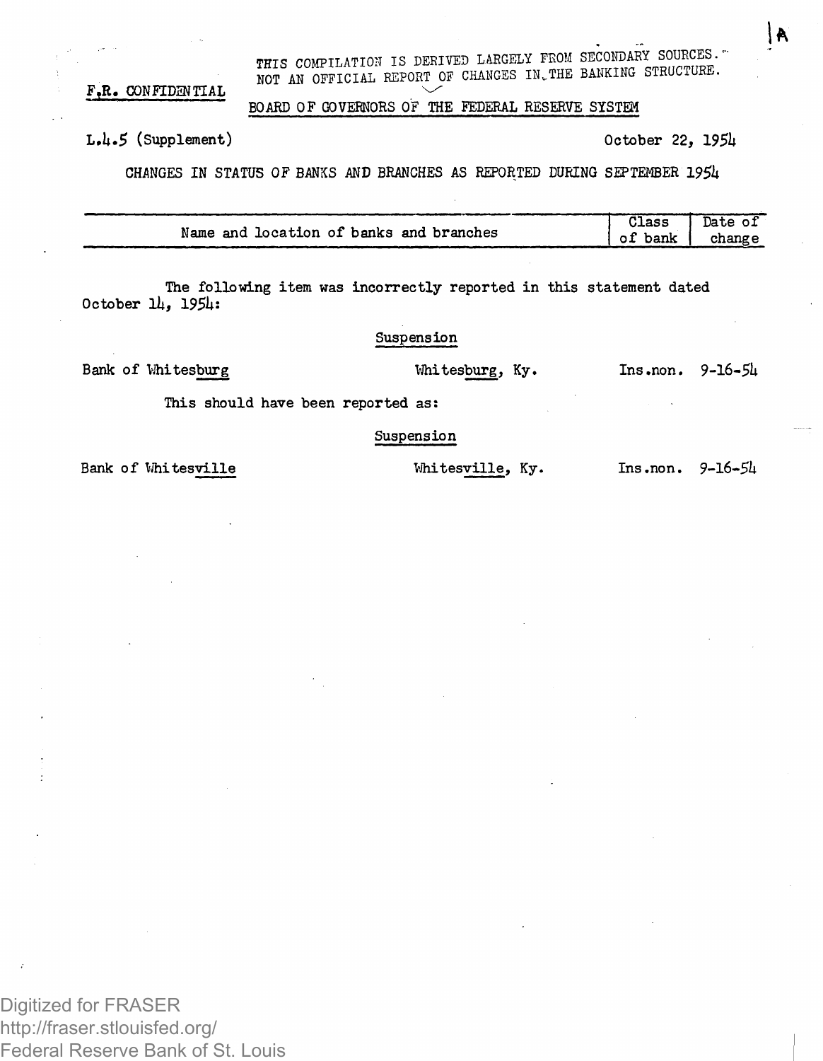THIS COMPILATION IS DERIVED LARGELY FROM SECONDARY SOURCES. NOT AN OFFICIAL REPORT OF CHANGES IN THE BANKING STRUCTURE.

F.R. CONFIDENTIAL

BOARD OF GOVERNORS OF THE FEDERAL RESERVE SYSTEM

L.4.5 (Supplement) — October 22, 1954

CHANGES IN STATUS OF BANKS AND BRANCHES AS REPORTED DURING SEPTEMBER 1954

| Name and location of banks and branches | | Class of bank | Date of change |
|---|---|---|---|

The following item was incorrectly reported in this statement dated October 14, 1954:

Suspension

| | | | |
|---|---|---|---|
| Bank of Whitesburg | Whitesburg, Ky. | Ins.non. | 9-16-54 |

This should have been reported as:

Suspension

| | | | |
|---|---|---|---|
| Bank of Whitesville | Whitesville, Ky. | Ins.non. | 9-16-54 |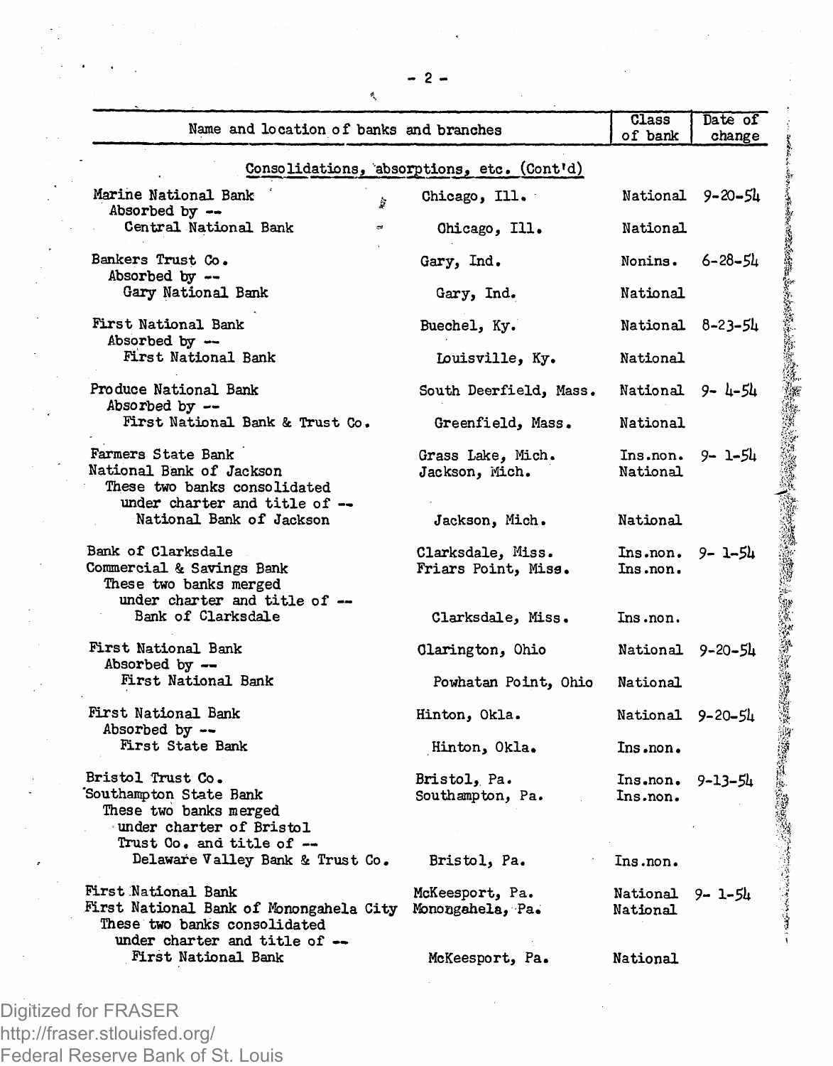| Name and location of banks and branches | | Class of bank | Date of change |
|---|---|---|---|
| *Consolidations, absorptions, etc. (Cont'd)* | | | |
| Marine National Bank | Chicago, Ill. | National | 9-20-54 |
| Absorbed by -- | | | |
| Central National Bank | Chicago, Ill. | National | |
| | | | |
| Bankers Trust Co. | Gary, Ind. | Nonins. | 6-28-54 |
| Absorbed by -- | | | |
| Gary National Bank | Gary, Ind. | National | |
| | | | |
| First National Bank | Buechel, Ky. | National | 8-23-54 |
| Absorbed by -- | | | |
| First National Bank | Louisville, Ky. | National | |
| | | | |
| Produce National Bank | South Deerfield, Mass. | National | 9- 4-54 |
| Absorbed by -- | | | |
| First National Bank & Trust Co. | Greenfield, Mass. | National | |
| | | | |
| Farmers State Bank | Grass Lake, Mich. | Ins.non. | 9- 1-54 |
| National Bank of Jackson | Jackson, Mich. | National | |
| These two banks consolidated under charter and title of -- | | | |
| National Bank of Jackson | Jackson, Mich. | National | |
| | | | |
| Bank of Clarksdale | Clarksdale, Miss. | Ins.non. | 9- 1-54 |
| Commercial & Savings Bank | Friars Point, Miss. | Ins.non. | |
| These two banks merged under charter and title of -- | | | |
| Bank of Clarksdale | Clarksdale, Miss. | Ins.non. | |
| | | | |
| First National Bank | Clarington, Ohio | National | 9-20-54 |
| Absorbed by -- | | | |
| First National Bank | Powhatan Point, Ohio | National | |
| | | | |
| First National Bank | Hinton, Okla. | National | 9-20-54 |
| Absorbed by -- | | | |
| First State Bank | Hinton, Okla. | Ins.non. | |
| | | | |
| Bristol Trust Co. | Bristol, Pa. | Ins.non. | 9-13-54 |
| Southampton State Bank | Southampton, Pa. | Ins.non. | |
| These two banks merged under charter of Bristol Trust Co. and title of -- | | | |
| Delaware Valley Bank & Trust Co. | Bristol, Pa. | Ins.non. | |
| | | | |
| First National Bank | McKeesport, Pa. | National | 9- 1-54 |
| First National Bank of Monongahela City | Monongahela, Pa. | National | |
| These two banks consolidated under charter and title of -- | | | |
| First National Bank | McKeesport, Pa. | National | |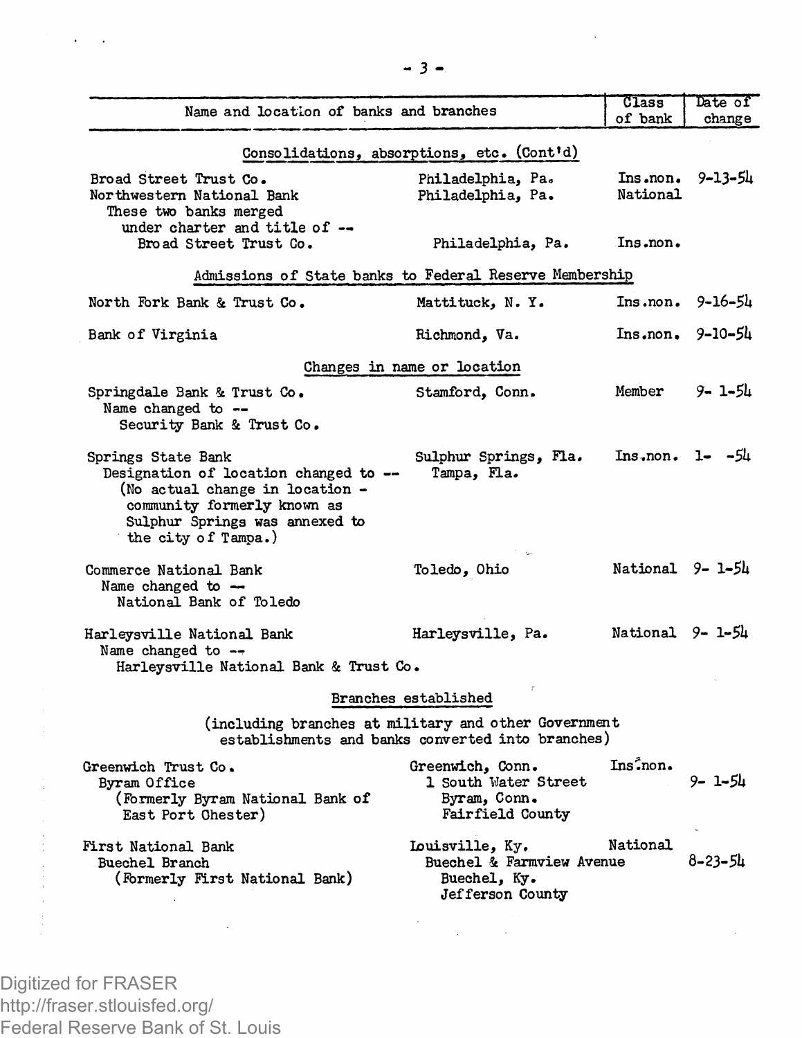| Name and location of banks and branches | | Class of bank | Date of change |
|---|---|---|---|
| **Consolidations, absorptions, etc. (Cont'd)** | | | |
| Broad Street Trust Co. | Philadelphia, Pa. | Ins.non. | 9-13-54 |
| Northwestern National Bank | Philadelphia, Pa. | National | |
| These two banks merged under charter and title of -- Broad Street Trust Co. | Philadelphia, Pa. | Ins.non. | |
| **Admissions of State banks to Federal Reserve Membership** | | | |
| North Fork Bank & Trust Co. | Mattituck, N. Y. | Ins.non. | 9-16-54 |
| Bank of Virginia | Richmond, Va. | Ins.non. | 9-10-54 |
| **Changes in name or location** | | | |
| Springdale Bank & Trust Co. Name changed to -- Security Bank & Trust Co. | Stamford, Conn. | Member | 9- 1-54 |
| Springs State Bank Designation of location changed to -- (No actual change in location - community formerly known as Sulphur Springs was annexed to the city of Tampa.) | Sulphur Springs, Fla. Tampa, Fla. | Ins.non. | 1- -54 |
| Commerce National Bank Name changed to -- National Bank of Toledo | Toledo, Ohio | National | 9- 1-54 |
| Harleysville National Bank Name changed to -- Harleysville National Bank & Trust Co. | Harleysville, Pa. | National | 9- 1-54 |
| **Branches established** (including branches at military and other Government establishments and banks converted into branches) | | | |
| Greenwich Trust Co. | Greenwich, Conn. | Ins.non. | |
| Byram Office (Formerly Byram National Bank of East Port Chester) | 1 South Water Street, Byram, Conn. Fairfield County | | 9- 1-54 |
| First National Bank | Louisville, Ky. | National | |
| Buechel Branch (Formerly First National Bank) | Buechel & Farmview Avenue, Buechel, Ky. Jefferson County | | 8-23-54 |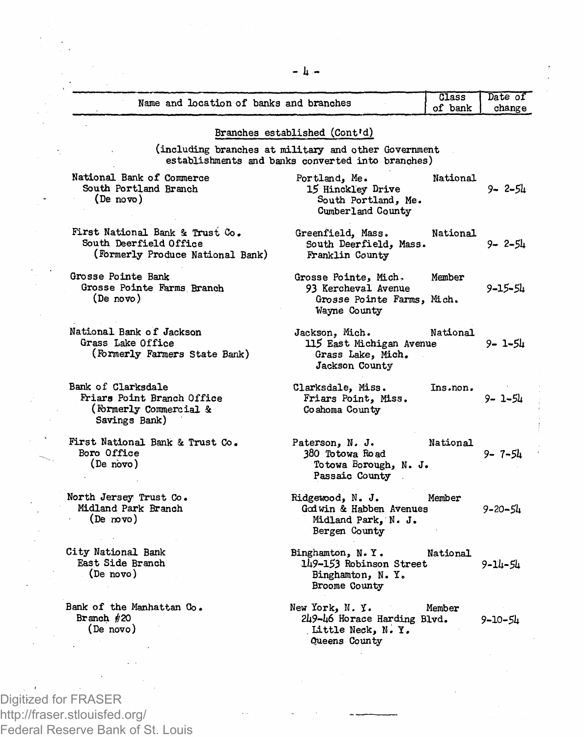| Name and location of banks and branches | | Class of bank | Date of change |
|---|---|---|---|
| **Branches established (Cont'd)** (including branches at military and other Government establishments and banks converted into branches) | | | |
| National Bank of Commerce<br>South Portland Branch<br>(De novo) | Portland, Me.<br>15 Hinckley Drive<br>South Portland, Me.<br>Cumberland County | National | 9- 2-54 |
| First National Bank & Trust Co.<br>South Deerfield Office<br>(Formerly Produce National Bank) | Greenfield, Mass.<br>South Deerfield, Mass.<br>Franklin County | National | 9- 2-54 |
| Grosse Pointe Bank<br>Grosse Pointe Farms Branch<br>(De novo) | Grosse Pointe, Mich.<br>93 Kercheval Avenue<br>Grosse Pointe Farms, Mich.<br>Wayne County | Member | 9-15-54 |
| National Bank of Jackson<br>Grass Lake Office<br>(Formerly Farmers State Bank) | Jackson, Mich.<br>115 East Michigan Avenue<br>Grass Lake, Mich.<br>Jackson County | National | 9- 1-54 |
| Bank of Clarksdale<br>Friars Point Branch Office<br>(Formerly Commercial & Savings Bank) | Clarksdale, Miss.<br>Friars Point, Miss.<br>Coahoma County | Ins.non. | 9- 1-54 |
| First National Bank & Trust Co.<br>Boro Office<br>(De novo) | Paterson, N. J.<br>380 Totowa Road<br>Totowa Borough, N. J.<br>Passaic County | National | 9- 7-54 |
| North Jersey Trust Co.<br>Midland Park Branch<br>(De novo) | Ridgewood, N. J.<br>Godwin & Habben Avenues<br>Midland Park, N. J.<br>Bergen County | Member | 9-20-54 |
| City National Bank<br>East Side Branch<br>(De novo) | Binghamton, N. Y.<br>149-153 Robinson Street<br>Binghamton, N. Y.<br>Broome County | National | 9-14-54 |
| Bank of the Manhattan Co.<br>Branch #20<br>(De novo) | New York, N. Y.<br>249-46 Horace Harding Blvd.<br>Little Neck, N. Y.<br>Queens County | Member | 9-10-54 |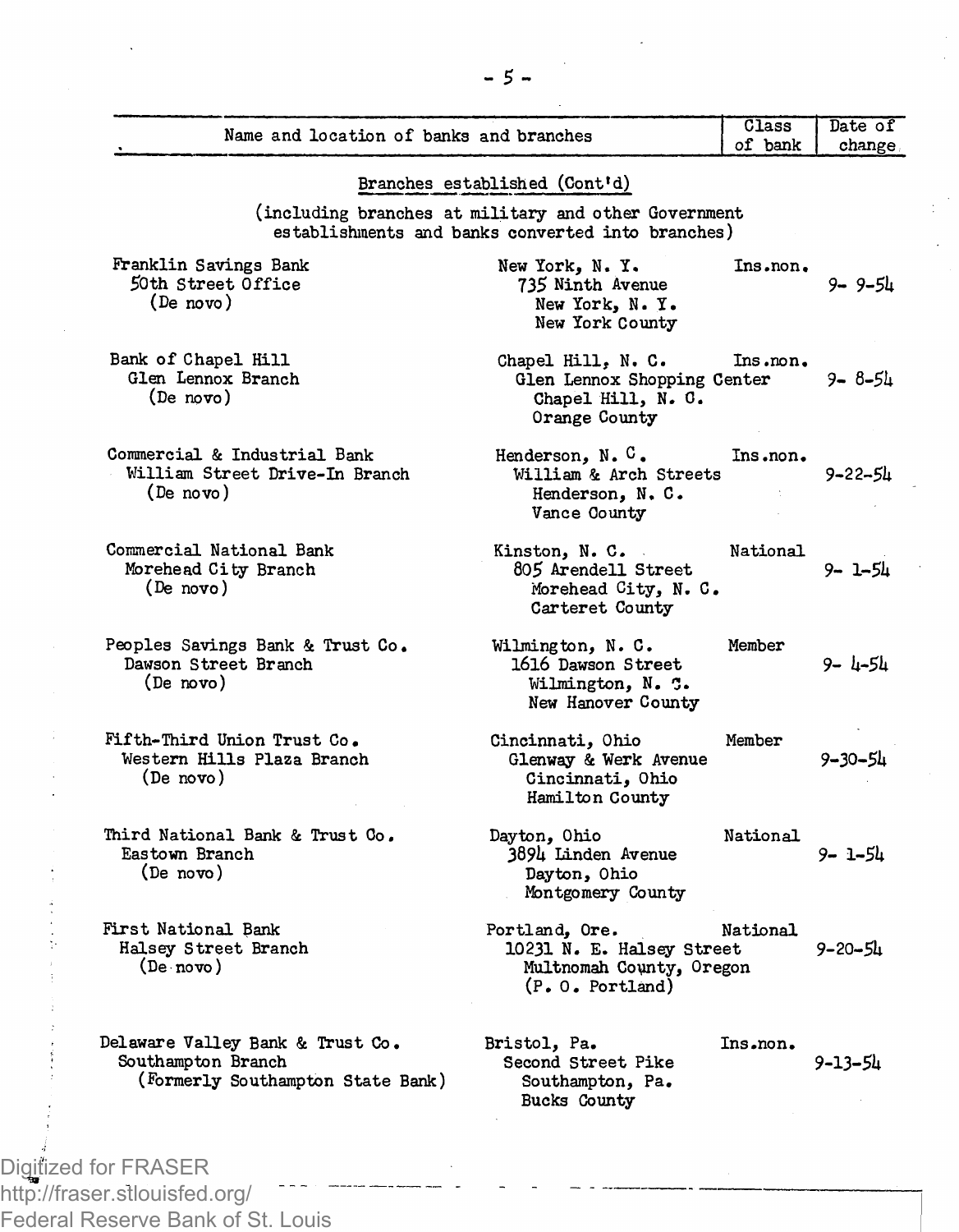| Name and location of banks and branches | | Class of bank | Date of change |
|---|---|---|---|
| **Branches established (Cont'd)** (including branches at military and other Government establishments and banks converted into branches) | | | |
| Franklin Savings Bank<br>50th Street Office<br>(De novo) | New York, N. Y.<br>735 Ninth Avenue<br>New York, N. Y.<br>New York County | Ins.non. | 9- 9-54 |
| Bank of Chapel Hill<br>Glen Lennox Branch<br>(De novo) | Chapel Hill, N. C.<br>Glen Lennox Shopping Center<br>Chapel Hill, N. C.<br>Orange County | Ins.non. | 9- 8-54 |
| Commercial & Industrial Bank<br>William Street Drive-In Branch<br>(De novo) | Henderson, N. C.<br>William & Arch Streets<br>Henderson, N. C.<br>Vance County | Ins.non. | 9-22-54 |
| Commercial National Bank<br>Morehead City Branch<br>(De novo) | Kinston, N. C.<br>805 Arendell Street<br>Morehead City, N. C.<br>Carteret County | National | 9- 1-54 |
| Peoples Savings Bank & Trust Co.<br>Dawson Street Branch<br>(De novo) | Wilmington, N. C.<br>1616 Dawson Street<br>Wilmington, N. C.<br>New Hanover County | Member | 9- 4-54 |
| Fifth-Third Union Trust Co.<br>Western Hills Plaza Branch<br>(De novo) | Cincinnati, Ohio<br>Glenway & Werk Avenue<br>Cincinnati, Ohio<br>Hamilton County | Member | 9-30-54 |
| Third National Bank & Trust Co.<br>Eastown Branch<br>(De novo) | Dayton, Ohio<br>3894 Linden Avenue<br>Dayton, Ohio<br>Montgomery County | National | 9- 1-54 |
| First National Bank<br>Halsey Street Branch<br>(De novo) | Portland, Ore.<br>10231 N. E. Halsey Street<br>Multnomah County, Oregon<br>(P. O. Portland) | National | 9-20-54 |
| Delaware Valley Bank & Trust Co.<br>Southampton Branch<br>(Formerly Southampton State Bank) | Bristol, Pa.<br>Second Street Pike<br>Southampton, Pa.<br>Bucks County | Ins.non. | 9-13-54 |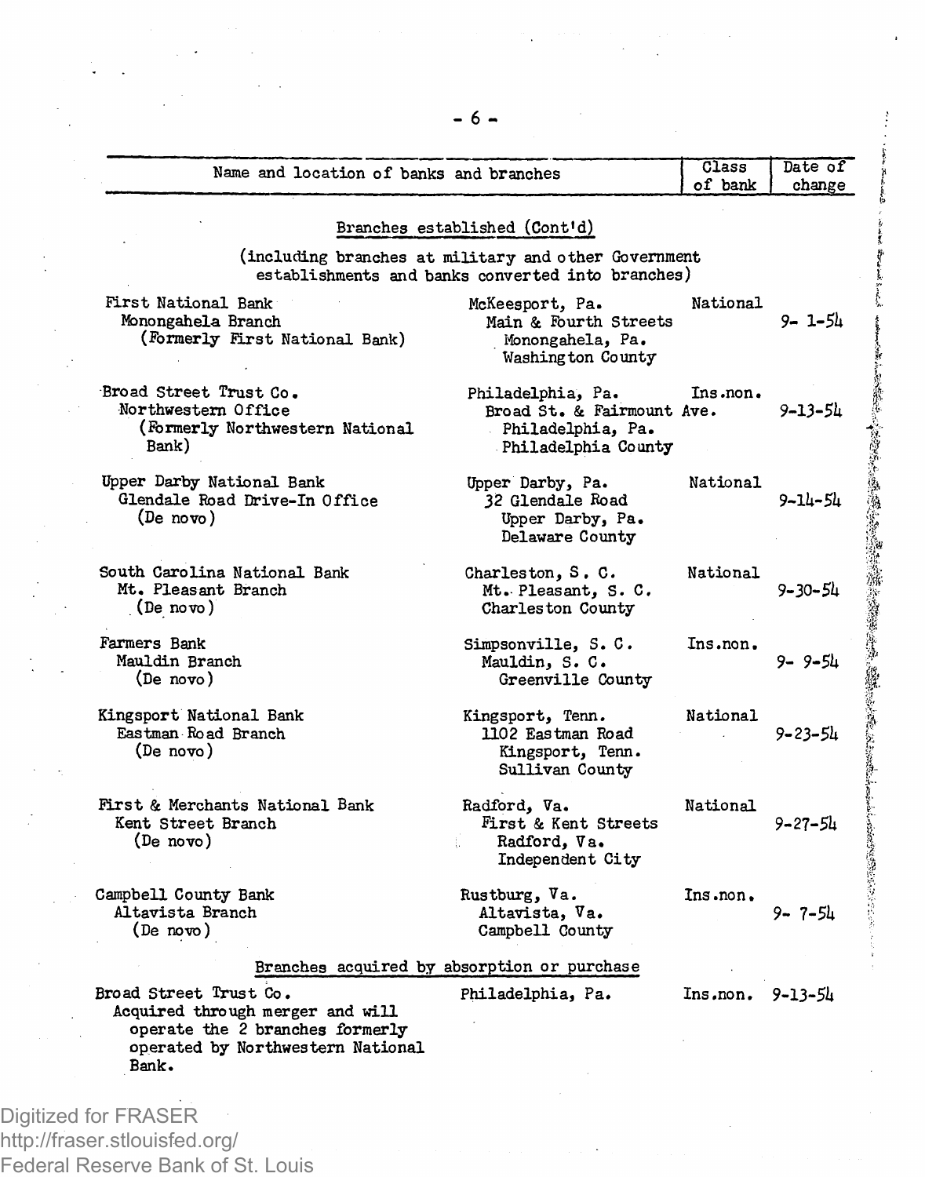| Name and location of banks and branches | | Class of bank | Date of change |
|---|---|---|---|
| **Branches established (Cont'd)** (including branches at military and other Government establishments and banks converted into branches) | | | |
| First National Bank<br>Monongahela Branch<br>(Formerly First National Bank) | McKeesport, Pa.<br>Main & Fourth Streets<br>Monongahela, Pa.<br>Washington County | National | 9- 1-54 |
| Broad Street Trust Co.<br>Northwestern Office<br>(Formerly Northwestern National Bank) | Philadelphia, Pa.<br>Broad St. & Fairmount Ave.<br>Philadelphia, Pa.<br>Philadelphia County | Ins.non. | 9-13-54 |
| Upper Darby National Bank<br>Glendale Road Drive-In Office<br>(De novo) | Upper Darby, Pa.<br>32 Glendale Road<br>Upper Darby, Pa.<br>Delaware County | National | 9-14-54 |
| South Carolina National Bank<br>Mt. Pleasant Branch<br>(De novo) | Charleston, S. C.<br>Mt. Pleasant, S. C.<br>Charleston County | National | 9-30-54 |
| Farmers Bank<br>Mauldin Branch<br>(De novo) | Simpsonville, S. C.<br>Mauldin, S. C.<br>Greenville County | Ins.non. | 9- 9-54 |
| Kingsport National Bank<br>Eastman Road Branch<br>(De novo) | Kingsport, Tenn.<br>1102 Eastman Road<br>Kingsport, Tenn.<br>Sullivan County | National | 9-23-54 |
| First & Merchants National Bank<br>Kent Street Branch<br>(De novo) | Radford, Va.<br>First & Kent Streets<br>Radford, Va.<br>Independent City | National | 9-27-54 |
| Campbell County Bank<br>Altavista Branch<br>(De novo) | Rustburg, Va.<br>Altavista, Va.<br>Campbell County | Ins.non. | 9- 7-54 |
| **Branches acquired by absorption or purchase** | | | |
| Broad Street Trust Co.<br>Acquired through merger and will operate the 2 branches formerly operated by Northwestern National Bank. | Philadelphia, Pa. | Ins.non. | 9-13-54 |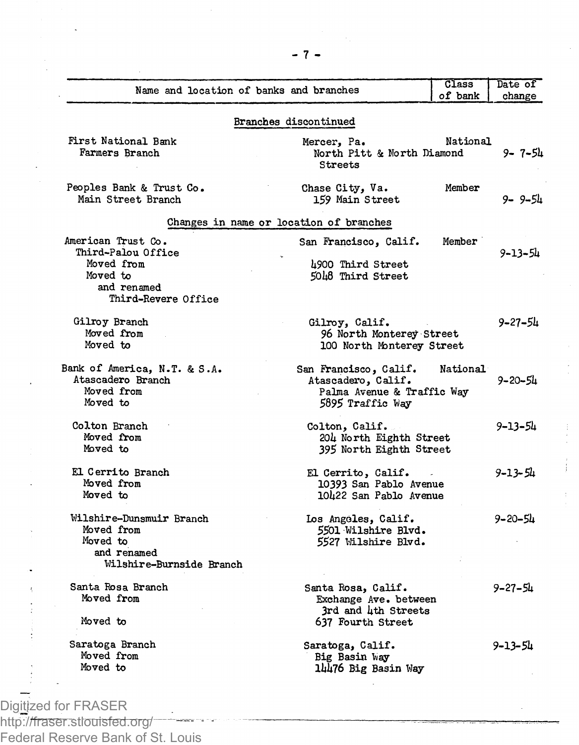| Name and location of banks and branches | | Class of bank | Date of change |
|---|---|---|---|
| **Branches discontinued** | | | |
| First National Bank<br>Farmers Branch | Mercer, Pa.<br>North Pitt & North Diamond Streets | National | 9- 7-54 |
| Peoples Bank & Trust Co.<br>Main Street Branch | Chase City, Va.<br>159 Main Street | Member | 9- 9-54 |
| **Changes in name or location of branches** | | | |
| American Trust Co.<br>Third-Palou Office<br>Moved from<br>Moved to<br>and renamed<br>Third-Revere Office | San Francisco, Calif.<br><br>4900 Third Street<br>5048 Third Street | Member | 9-13-54 |
| Gilroy Branch<br>Moved from<br>Moved to | Gilroy, Calif.<br>96 North Monterey Street<br>100 North Monterey Street | | 9-27-54 |
| Bank of America, N.T. & S.A.<br>Atascadero Branch<br>Moved from<br>Moved to | San Francisco, Calif.<br>Atascadero, Calif.<br>Palma Avenue & Traffic Way<br>5895 Traffic Way | National | 9-20-54 |
| Colton Branch<br>Moved from<br>Moved to | Colton, Calif.<br>204 North Eighth Street<br>395 North Eighth Street | | 9-13-54 |
| El Cerrito Branch<br>Moved from<br>Moved to | El Cerrito, Calif.<br>10393 San Pablo Avenue<br>10422 San Pablo Avenue | | 9-13-54 |
| Wilshire-Dunsmuir Branch<br>Moved from<br>Moved to<br>and renamed<br>Wilshire-Burnside Branch | Los Angeles, Calif.<br>5501 Wilshire Blvd.<br>5527 Wilshire Blvd. | | 9-20-54 |
| Santa Rosa Branch<br>Moved from<br><br>Moved to | Santa Rosa, Calif.<br>Exchange Ave. between 3rd and 4th Streets<br>637 Fourth Street | | 9-27-54 |
| Saratoga Branch<br>Moved from<br>Moved to | Saratoga, Calif.<br>Big Basin Way<br>14476 Big Basin Way | | 9-13-54 |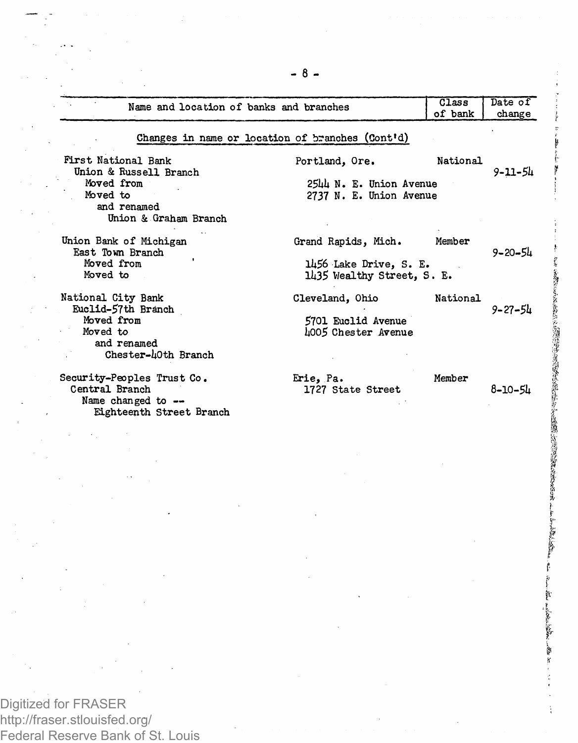| Name and location of banks and branches | | Class of bank | Date of change |
|---|---|---|---|
| **Changes in name or location of branches (Cont'd)** | | | |
| First National Bank | Portland, Ore. | National | |
| Union & Russell Branch | | | 9-11-54 |
| Moved from | 2544 N. E. Union Avenue | | |
| Moved to | 2737 N. E. Union Avenue | | |
| and renamed | | | |
| Union & Graham Branch | | | |
| Union Bank of Michigan | Grand Rapids, Mich. | Member | |
| East Town Branch | | | 9-20-54 |
| Moved from | 1456 Lake Drive, S. E. | | |
| Moved to | 1435 Wealthy Street, S. E. | | |
| National City Bank | Cleveland, Ohio | National | |
| Euclid-57th Branch | | | 9-27-54 |
| Moved from | 5701 Euclid Avenue | | |
| Moved to | 4005 Chester Avenue | | |
| and renamed | | | |
| Chester-40th Branch | | | |
| Security-Peoples Trust Co. | Erie, Pa. | Member | |
| Central Branch | 1727 State Street | | 8-10-54 |
| Name changed to -- | | | |
| Eighteenth Street Branch | | | |

Digitized for FRASER
http://fraser.stlouisfed.org/
Federal Reserve Bank of St. Louis